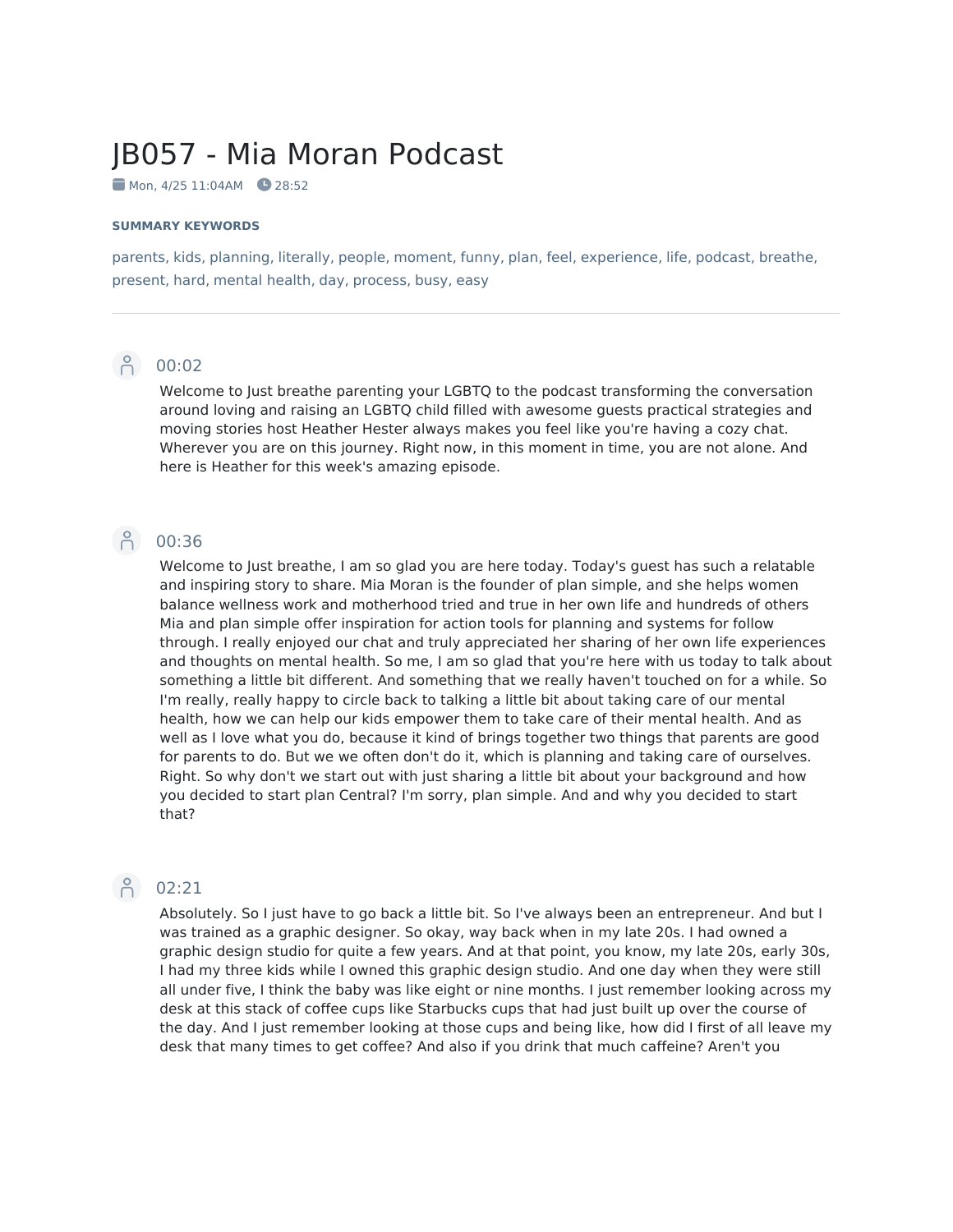# JB057 - Mia Moran Podcast

Mon, 4/25 11:04AM  28:52

**SUMMARY KEYWORDS**

parents, kids, planning, literally, people, moment, funny, plan, feel, experience, life, podcast, breathe, present, hard, mental health, day, process, busy, easy

---

00:02

Welcome to Just breathe parenting your LGBTQ to the podcast transforming the conversation around loving and raising an LGBTQ child filled with awesome guests practical strategies and moving stories host Heather Hester always makes you feel like you're having a cozy chat. Wherever you are on this journey. Right now, in this moment in time, you are not alone. And here is Heather for this week's amazing episode.

00:36

Welcome to Just breathe, I am so glad you are here today. Today's guest has such a relatable and inspiring story to share. Mia Moran is the founder of plan simple, and she helps women balance wellness work and motherhood tried and true in her own life and hundreds of others Mia and plan simple offer inspiration for action tools for planning and systems for follow through. I really enjoyed our chat and truly appreciated her sharing of her own life experiences and thoughts on mental health. So me, I am so glad that you're here with us today to talk about something a little bit different. And something that we really haven't touched on for a while. So I'm really, really happy to circle back to talking a little bit about taking care of our mental health, how we can help our kids empower them to take care of their mental health. And as well as I love what you do, because it kind of brings together two things that parents are good for parents to do. But we we often don't do it, which is planning and taking care of ourselves. Right. So why don't we start out with just sharing a little bit about your background and how you decided to start plan Central? I'm sorry, plan simple. And and why you decided to start that?

02:21

Absolutely. So I just have to go back a little bit. So I've always been an entrepreneur. And but I was trained as a graphic designer. So okay, way back when in my late 20s. I had owned a graphic design studio for quite a few years. And at that point, you know, my late 20s, early 30s, I had my three kids while I owned this graphic design studio. And one day when they were still all under five, I think the baby was like eight or nine months. I just remember looking across my desk at this stack of coffee cups like Starbucks cups that had just built up over the course of the day. And I just remember looking at those cups and being like, how did I first of all leave my desk that many times to get coffee? And also if you drink that much caffeine? Aren't you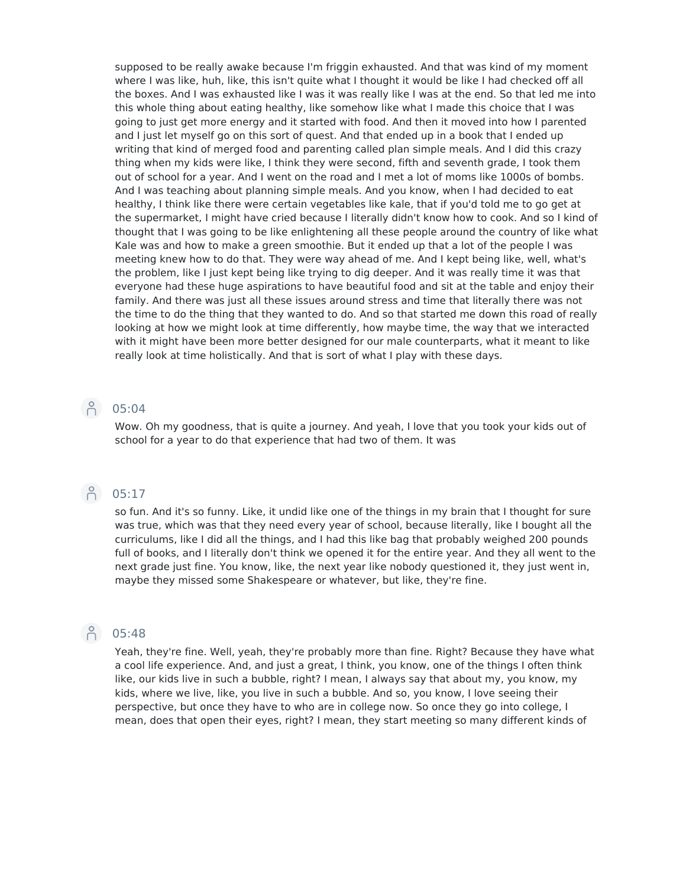supposed to be really awake because I'm friggin exhausted. And that was kind of my moment where I was like, huh, like, this isn't quite what I thought it would be like I had checked off all the boxes. And I was exhausted like I was it was really like I was at the end. So that led me into this whole thing about eating healthy, like somehow like what I made this choice that I was going to just get more energy and it started with food. And then it moved into how I parented and I just let myself go on this sort of quest. And that ended up in a book that I ended up writing that kind of merged food and parenting called plan simple meals. And I did this crazy thing when my kids were like, I think they were second, fifth and seventh grade, I took them out of school for a year. And I went on the road and I met a lot of moms like 1000s of bombs. And I was teaching about planning simple meals. And you know, when I had decided to eat healthy, I think like there were certain vegetables like kale, that if you'd told me to go get at the supermarket, I might have cried because I literally didn't know how to cook. And so I kind of thought that I was going to be like enlightening all these people around the country of like what Kale was and how to make a green smoothie. But it ended up that a lot of the people I was meeting knew how to do that. They were way ahead of me. And I kept being like, well, what's the problem, like I just kept being like trying to dig deeper. And it was really time it was that everyone had these huge aspirations to have beautiful food and sit at the table and enjoy their family. And there was just all these issues around stress and time that literally there was not the time to do the thing that they wanted to do. And so that started me down this road of really looking at how we might look at time differently, how maybe time, the way that we interacted with it might have been more better designed for our male counterparts, what it meant to like really look at time holistically. And that is sort of what I play with these days.

05:04

Wow. Oh my goodness, that is quite a journey. And yeah, I love that you took your kids out of school for a year to do that experience that had two of them. It was

05:17

so fun. And it's so funny. Like, it undid like one of the things in my brain that I thought for sure was true, which was that they need every year of school, because literally, like I bought all the curriculums, like I did all the things, and I had this like bag that probably weighed 200 pounds full of books, and I literally don't think we opened it for the entire year. And they all went to the next grade just fine. You know, like, the next year like nobody questioned it, they just went in, maybe they missed some Shakespeare or whatever, but like, they're fine.

05:48

Yeah, they're fine. Well, yeah, they're probably more than fine. Right? Because they have what a cool life experience. And, and just a great, I think, you know, one of the things I often think like, our kids live in such a bubble, right? I mean, I always say that about my, you know, my kids, where we live, like, you live in such a bubble. And so, you know, I love seeing their perspective, but once they have to who are in college now. So once they go into college, I mean, does that open their eyes, right? I mean, they start meeting so many different kinds of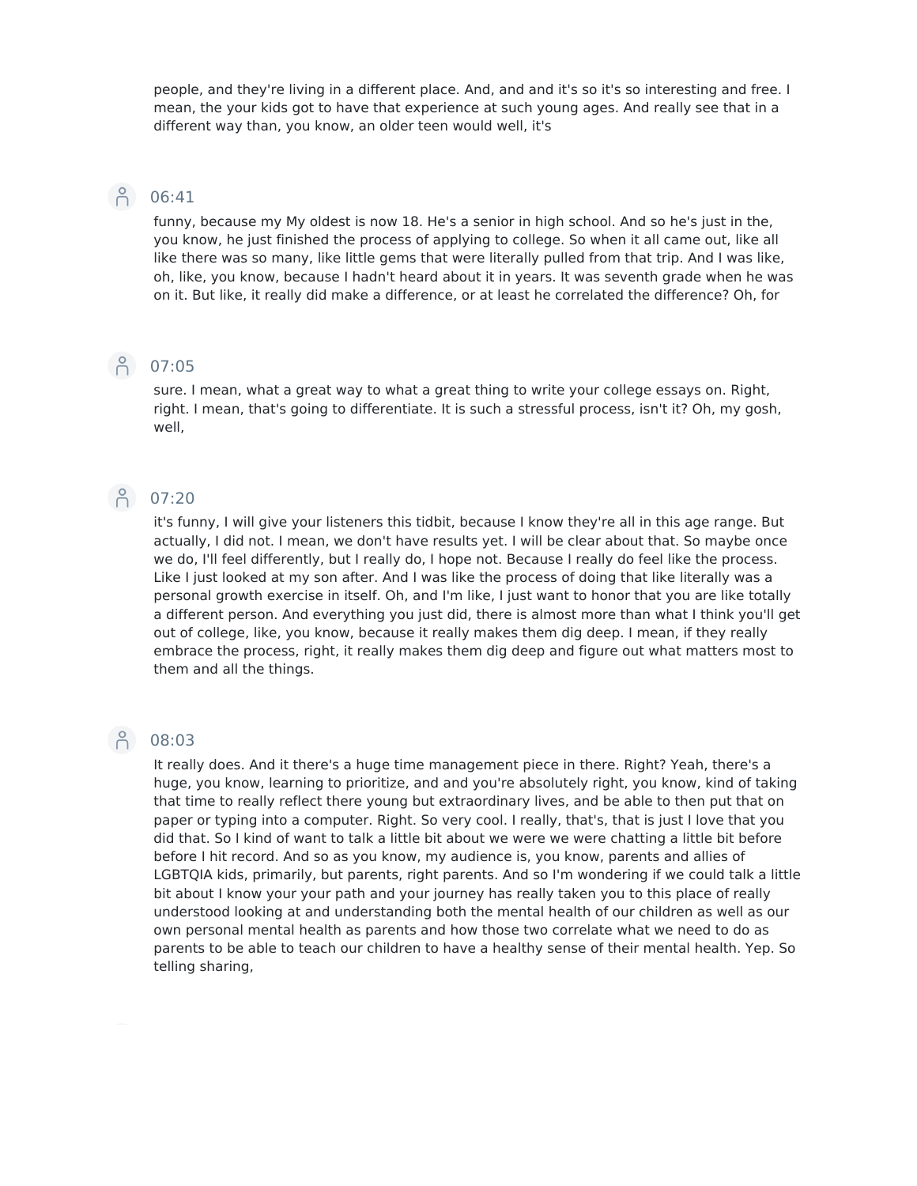people, and they're living in a different place. And, and and it's so it's so interesting and free. I mean, the your kids got to have that experience at such young ages. And really see that in a different way than, you know, an older teen would well, it's

06:41

funny, because my My oldest is now 18. He's a senior in high school. And so he's just in the, you know, he just finished the process of applying to college. So when it all came out, like all like there was so many, like little gems that were literally pulled from that trip. And I was like, oh, like, you know, because I hadn't heard about it in years. It was seventh grade when he was on it. But like, it really did make a difference, or at least he correlated the difference? Oh, for

07:05

sure. I mean, what a great way to what a great thing to write your college essays on. Right, right. I mean, that's going to differentiate. It is such a stressful process, isn't it? Oh, my gosh, well,

07:20

it's funny, I will give your listeners this tidbit, because I know they're all in this age range. But actually, I did not. I mean, we don't have results yet. I will be clear about that. So maybe once we do, I'll feel differently, but I really do, I hope not. Because I really do feel like the process. Like I just looked at my son after. And I was like the process of doing that like literally was a personal growth exercise in itself. Oh, and I'm like, I just want to honor that you are like totally a different person. And everything you just did, there is almost more than what I think you'll get out of college, like, you know, because it really makes them dig deep. I mean, if they really embrace the process, right, it really makes them dig deep and figure out what matters most to them and all the things.

08:03

It really does. And it there's a huge time management piece in there. Right? Yeah, there's a huge, you know, learning to prioritize, and and you're absolutely right, you know, kind of taking that time to really reflect there young but extraordinary lives, and be able to then put that on paper or typing into a computer. Right. So very cool. I really, that's, that is just I love that you did that. So I kind of want to talk a little bit about we were we were chatting a little bit before before I hit record. And so as you know, my audience is, you know, parents and allies of LGBTQIA kids, primarily, but parents, right parents. And so I'm wondering if we could talk a little bit about I know your your path and your journey has really taken you to this place of really understood looking at and understanding both the mental health of our children as well as our own personal mental health as parents and how those two correlate what we need to do as parents to be able to teach our children to have a healthy sense of their mental health. Yep. So telling sharing,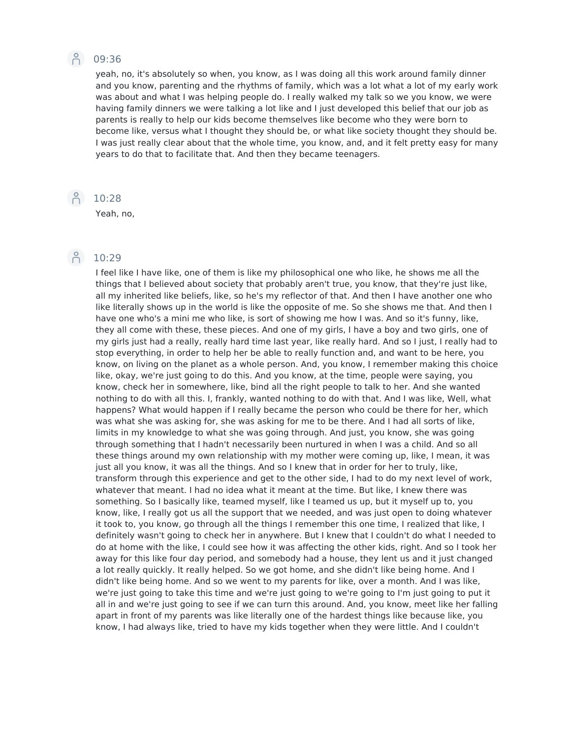09:36

yeah, no, it's absolutely so when, you know, as I was doing all this work around family dinner and you know, parenting and the rhythms of family, which was a lot what a lot of my early work was about and what I was helping people do. I really walked my talk so we you know, we were having family dinners we were talking a lot like and I just developed this belief that our job as parents is really to help our kids become themselves like become who they were born to become like, versus what I thought they should be, or what like society thought they should be. I was just really clear about that the whole time, you know, and, and it felt pretty easy for many years to do that to facilitate that. And then they became teenagers.

10:28

Yeah, no,

10:29

I feel like I have like, one of them is like my philosophical one who like, he shows me all the things that I believed about society that probably aren't true, you know, that they're just like, all my inherited like beliefs, like, so he's my reflector of that. And then I have another one who like literally shows up in the world is like the opposite of me. So she shows me that. And then I have one who's a mini me who like, is sort of showing me how I was. And so it's funny, like, they all come with these, these pieces. And one of my girls, I have a boy and two girls, one of my girls just had a really, really hard time last year, like really hard. And so I just, I really had to stop everything, in order to help her be able to really function and, and want to be here, you know, on living on the planet as a whole person. And, you know, I remember making this choice like, okay, we're just going to do this. And you know, at the time, people were saying, you know, check her in somewhere, like, bind all the right people to talk to her. And she wanted nothing to do with all this. I, frankly, wanted nothing to do with that. And I was like, Well, what happens? What would happen if I really became the person who could be there for her, which was what she was asking for, she was asking for me to be there. And I had all sorts of like, limits in my knowledge to what she was going through. And just, you know, she was going through something that I hadn't necessarily been nurtured in when I was a child. And so all these things around my own relationship with my mother were coming up, like, I mean, it was just all you know, it was all the things. And so I knew that in order for her to truly, like, transform through this experience and get to the other side, I had to do my next level of work, whatever that meant. I had no idea what it meant at the time. But like, I knew there was something. So I basically like, teamed myself, like I teamed us up, but it myself up to, you know, like, I really got us all the support that we needed, and was just open to doing whatever it took to, you know, go through all the things I remember this one time, I realized that like, I definitely wasn't going to check her in anywhere. But I knew that I couldn't do what I needed to do at home with the like, I could see how it was affecting the other kids, right. And so I took her away for this like four day period, and somebody had a house, they lent us and it just changed a lot really quickly. It really helped. So we got home, and she didn't like being home. And I didn't like being home. And so we went to my parents for like, over a month. And I was like, we're just going to take this time and we're just going to we're going to I'm just going to put it all in and we're just going to see if we can turn this around. And, you know, meet like her falling apart in front of my parents was like literally one of the hardest things like because like, you know, I had always like, tried to have my kids together when they were little. And I couldn't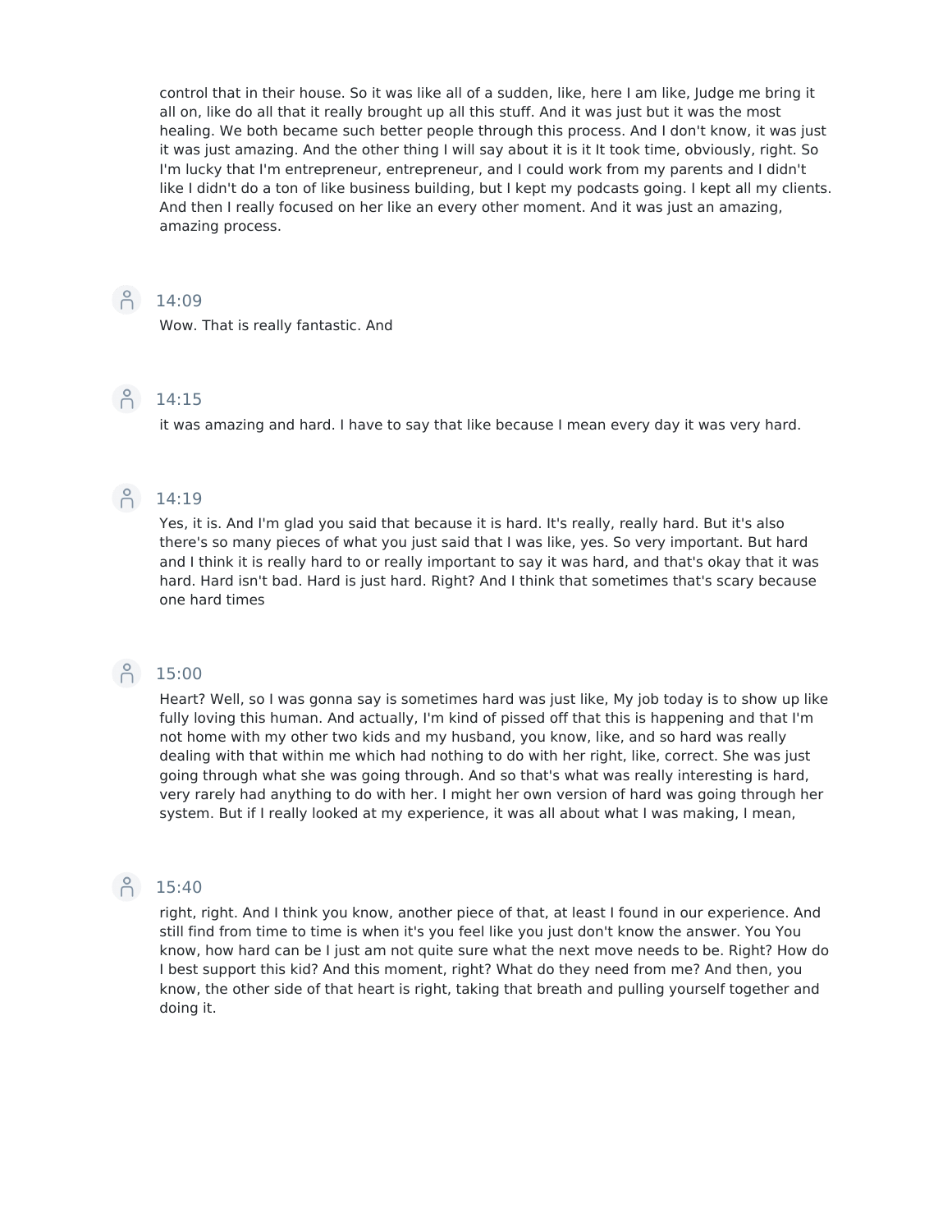control that in their house. So it was like all of a sudden, like, here I am like, Judge me bring it all on, like do all that it really brought up all this stuff. And it was just but it was the most healing. We both became such better people through this process. And I don't know, it was just it was just amazing. And the other thing I will say about it is it It took time, obviously, right. So I'm lucky that I'm entrepreneur, entrepreneur, and I could work from my parents and I didn't like I didn't do a ton of like business building, but I kept my podcasts going. I kept all my clients. And then I really focused on her like an every other moment. And it was just an amazing, amazing process.

14:09

Wow. That is really fantastic. And

14:15

it was amazing and hard. I have to say that like because I mean every day it was very hard.

14:19

Yes, it is. And I'm glad you said that because it is hard. It's really, really hard. But it's also there's so many pieces of what you just said that I was like, yes. So very important. But hard and I think it is really hard to or really important to say it was hard, and that's okay that it was hard. Hard isn't bad. Hard is just hard. Right? And I think that sometimes that's scary because one hard times

15:00

Heart? Well, so I was gonna say is sometimes hard was just like, My job today is to show up like fully loving this human. And actually, I'm kind of pissed off that this is happening and that I'm not home with my other two kids and my husband, you know, like, and so hard was really dealing with that within me which had nothing to do with her right, like, correct. She was just going through what she was going through. And so that's what was really interesting is hard, very rarely had anything to do with her. I might her own version of hard was going through her system. But if I really looked at my experience, it was all about what I was making, I mean,

15:40

right, right. And I think you know, another piece of that, at least I found in our experience. And still find from time to time is when it's you feel like you just don't know the answer. You You know, how hard can be I just am not quite sure what the next move needs to be. Right? How do I best support this kid? And this moment, right? What do they need from me? And then, you know, the other side of that heart is right, taking that breath and pulling yourself together and doing it.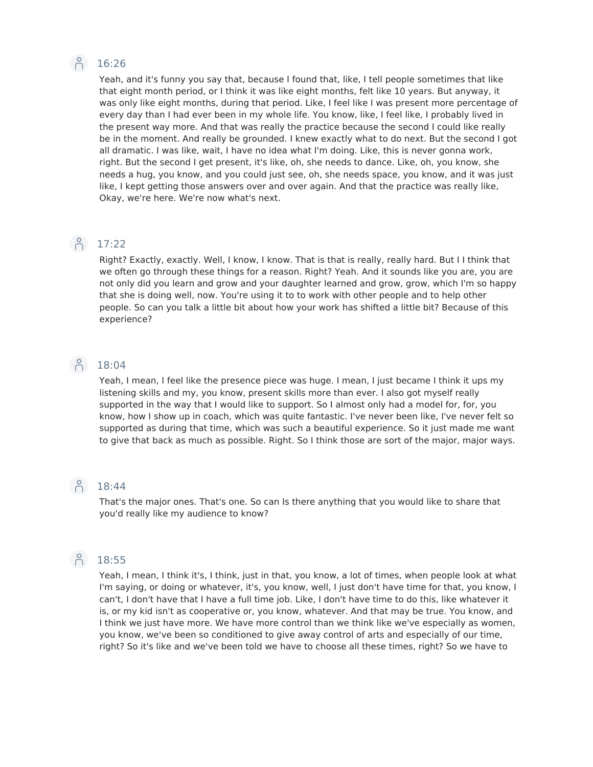16:26

Yeah, and it's funny you say that, because I found that, like, I tell people sometimes that like that eight month period, or I think it was like eight months, felt like 10 years. But anyway, it was only like eight months, during that period. Like, I feel like I was present more percentage of every day than I had ever been in my whole life. You know, like, I feel like, I probably lived in the present way more. And that was really the practice because the second I could like really be in the moment. And really be grounded. I knew exactly what to do next. But the second I got all dramatic. I was like, wait, I have no idea what I'm doing. Like, this is never gonna work, right. But the second I get present, it's like, oh, she needs to dance. Like, oh, you know, she needs a hug, you know, and you could just see, oh, she needs space, you know, and it was just like, I kept getting those answers over and over again. And that the practice was really like, Okay, we're here. We're now what's next.

17:22

Right? Exactly, exactly. Well, I know, I know. That is that is really, really hard. But I I think that we often go through these things for a reason. Right? Yeah. And it sounds like you are, you are not only did you learn and grow and your daughter learned and grow, grow, which I'm so happy that she is doing well, now. You're using it to to work with other people and to help other people. So can you talk a little bit about how your work has shifted a little bit? Because of this experience?

18:04

Yeah, I mean, I feel like the presence piece was huge. I mean, I just became I think it ups my listening skills and my, you know, present skills more than ever. I also got myself really supported in the way that I would like to support. So I almost only had a model for, for, you know, how I show up in coach, which was quite fantastic. I've never been like, I've never felt so supported as during that time, which was such a beautiful experience. So it just made me want to give that back as much as possible. Right. So I think those are sort of the major, major ways.

18:44

That's the major ones. That's one. So can Is there anything that you would like to share that you'd really like my audience to know?

18:55

Yeah, I mean, I think it's, I think, just in that, you know, a lot of times, when people look at what I'm saying, or doing or whatever, it's, you know, well, I just don't have time for that, you know, I can't, I don't have that I have a full time job. Like, I don't have time to do this, like whatever it is, or my kid isn't as cooperative or, you know, whatever. And that may be true. You know, and I think we just have more. We have more control than we think like we've especially as women, you know, we've been so conditioned to give away control of arts and especially of our time, right? So it's like and we've been told we have to choose all these times, right? So we have to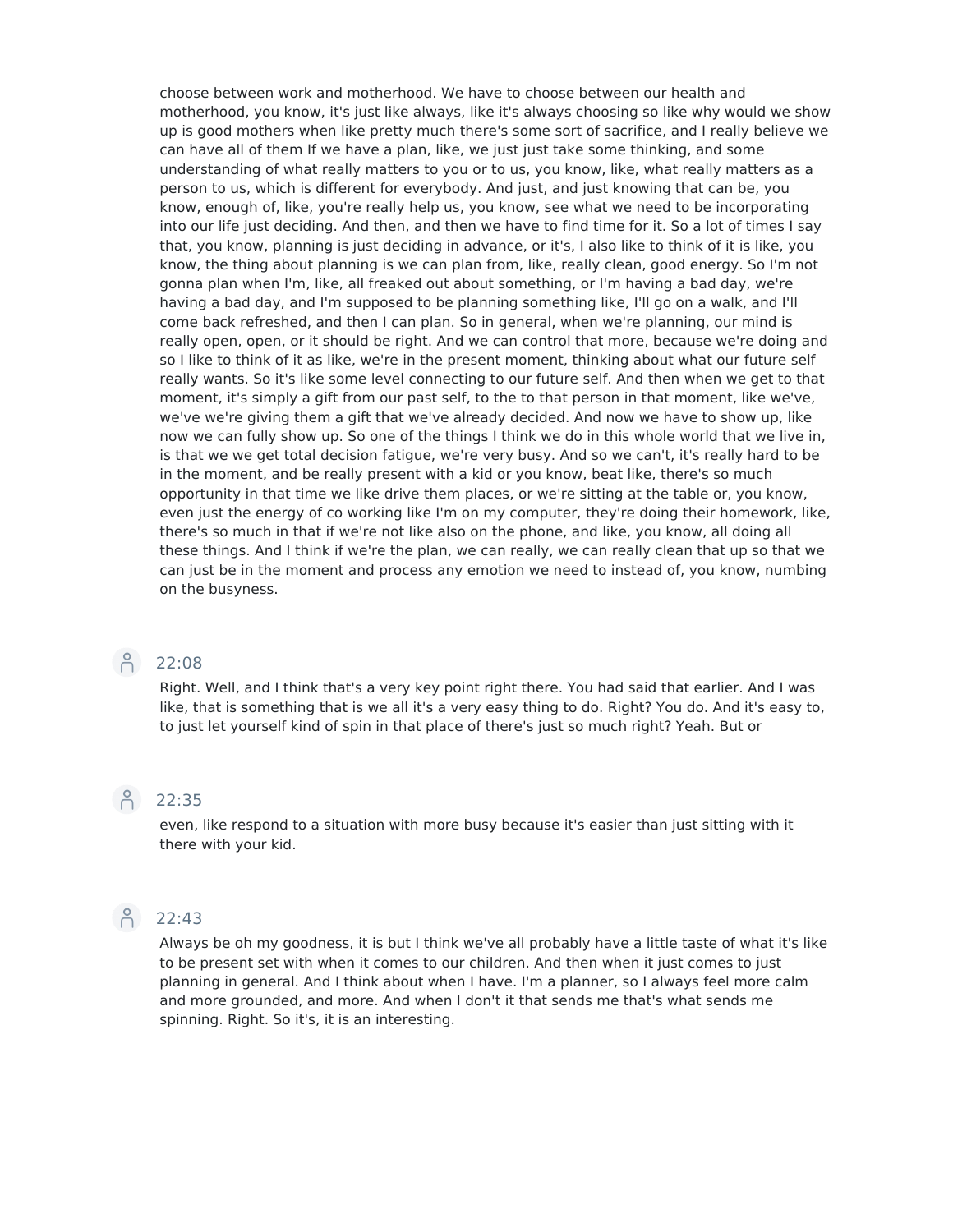choose between work and motherhood. We have to choose between our health and motherhood, you know, it's just like always, like it's always choosing so like why would we show up is good mothers when like pretty much there's some sort of sacrifice, and I really believe we can have all of them If we have a plan, like, we just just take some thinking, and some understanding of what really matters to you or to us, you know, like, what really matters as a person to us, which is different for everybody. And just, and just knowing that can be, you know, enough of, like, you're really help us, you know, see what we need to be incorporating into our life just deciding. And then, and then we have to find time for it. So a lot of times I say that, you know, planning is just deciding in advance, or it's, I also like to think of it is like, you know, the thing about planning is we can plan from, like, really clean, good energy. So I'm not gonna plan when I'm, like, all freaked out about something, or I'm having a bad day, we're having a bad day, and I'm supposed to be planning something like, I'll go on a walk, and I'll come back refreshed, and then I can plan. So in general, when we're planning, our mind is really open, open, or it should be right. And we can control that more, because we're doing and so I like to think of it as like, we're in the present moment, thinking about what our future self really wants. So it's like some level connecting to our future self. And then when we get to that moment, it's simply a gift from our past self, to the to that person in that moment, like we've, we've we're giving them a gift that we've already decided. And now we have to show up, like now we can fully show up. So one of the things I think we do in this whole world that we live in, is that we we get total decision fatigue, we're very busy. And so we can't, it's really hard to be in the moment, and be really present with a kid or you know, beat like, there's so much opportunity in that time we like drive them places, or we're sitting at the table or, you know, even just the energy of co working like I'm on my computer, they're doing their homework, like, there's so much in that if we're not like also on the phone, and like, you know, all doing all these things. And I think if we're the plan, we can really, we can really clean that up so that we can just be in the moment and process any emotion we need to instead of, you know, numbing on the busyness.

22:08

Right. Well, and I think that's a very key point right there. You had said that earlier. And I was like, that is something that is we all it's a very easy thing to do. Right? You do. And it's easy to, to just let yourself kind of spin in that place of there's just so much right? Yeah. But or

22:35

even, like respond to a situation with more busy because it's easier than just sitting with it there with your kid.

22:43

Always be oh my goodness, it is but I think we've all probably have a little taste of what it's like to be present set with when it comes to our children. And then when it just comes to just planning in general. And I think about when I have. I'm a planner, so I always feel more calm and more grounded, and more. And when I don't it that sends me that's what sends me spinning. Right. So it's, it is an interesting.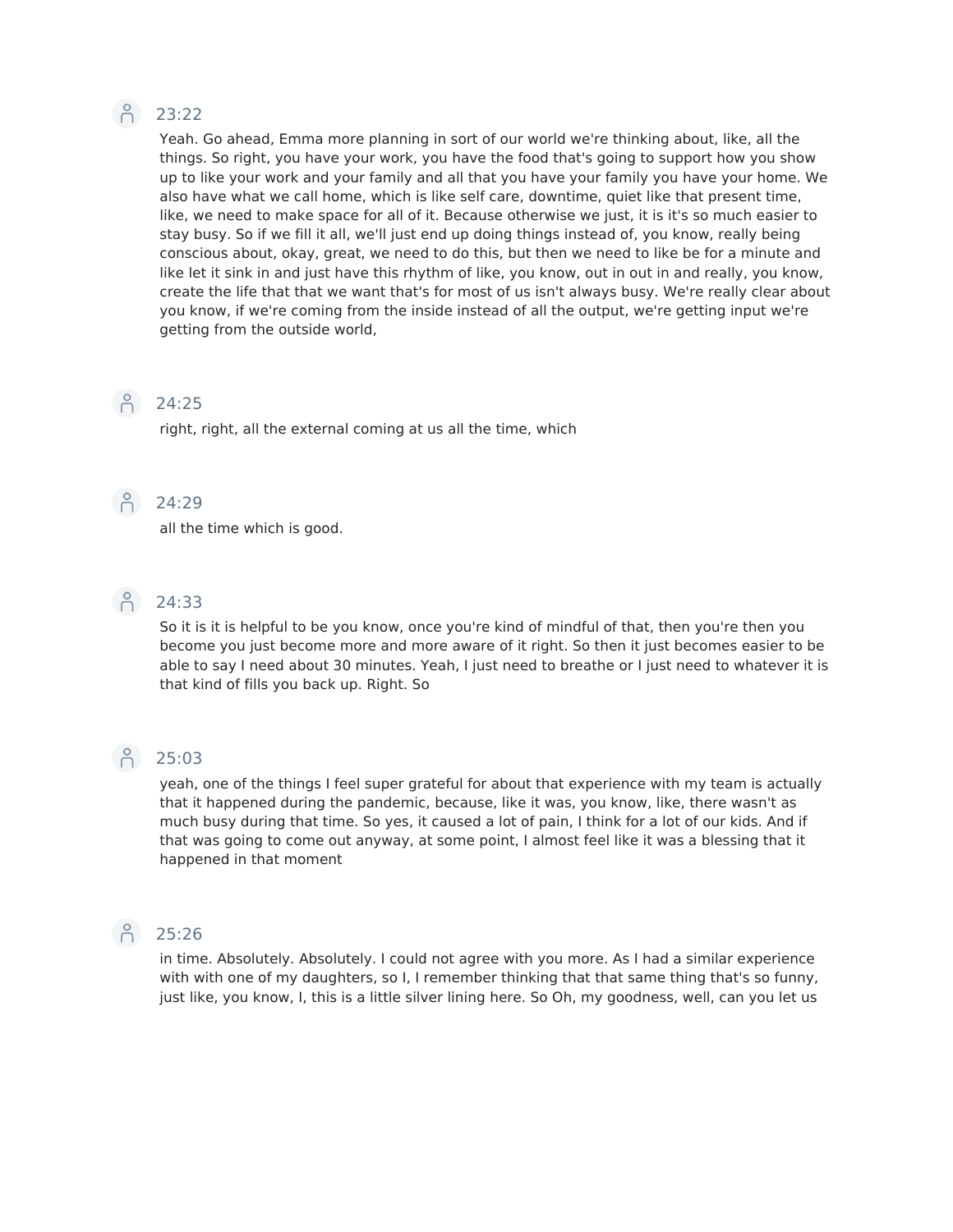23:22

Yeah. Go ahead, Emma more planning in sort of our world we're thinking about, like, all the things. So right, you have your work, you have the food that's going to support how you show up to like your work and your family and all that you have your family you have your home. We also have what we call home, which is like self care, downtime, quiet like that present time, like, we need to make space for all of it. Because otherwise we just, it is it's so much easier to stay busy. So if we fill it all, we'll just end up doing things instead of, you know, really being conscious about, okay, great, we need to do this, but then we need to like be for a minute and like let it sink in and just have this rhythm of like, you know, out in out in and really, you know, create the life that that we want that's for most of us isn't always busy. We're really clear about you know, if we're coming from the inside instead of all the output, we're getting input we're getting from the outside world,

24:25

right, right, all the external coming at us all the time, which

24:29

all the time which is good.

24:33

So it is it is helpful to be you know, once you're kind of mindful of that, then you're then you become you just become more and more aware of it right. So then it just becomes easier to be able to say I need about 30 minutes. Yeah, I just need to breathe or I just need to whatever it is that kind of fills you back up. Right. So

25:03

yeah, one of the things I feel super grateful for about that experience with my team is actually that it happened during the pandemic, because, like it was, you know, like, there wasn't as much busy during that time. So yes, it caused a lot of pain, I think for a lot of our kids. And if that was going to come out anyway, at some point, I almost feel like it was a blessing that it happened in that moment

25:26

in time. Absolutely. Absolutely. I could not agree with you more. As I had a similar experience with with one of my daughters, so I, I remember thinking that that same thing that's so funny, just like, you know, I, this is a little silver lining here. So Oh, my goodness, well, can you let us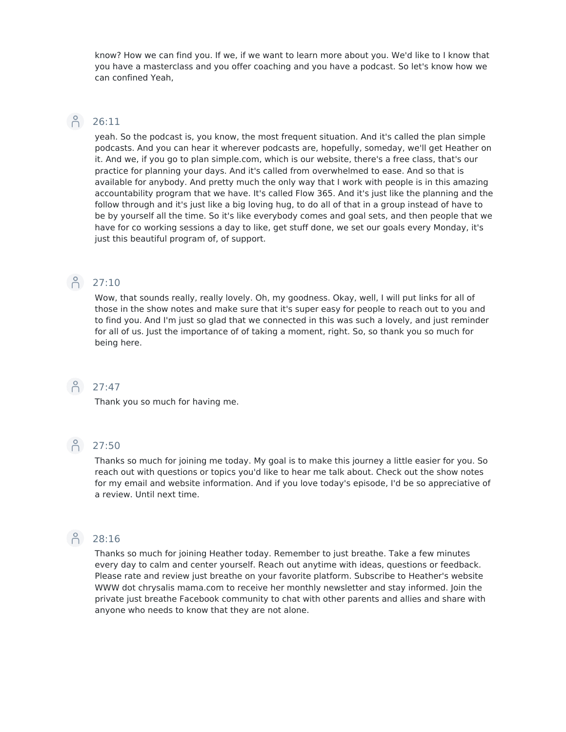know? How we can find you. If we, if we want to learn more about you. We'd like to I know that you have a masterclass and you offer coaching and you have a podcast. So let's know how we can confined Yeah,

26:11

yeah. So the podcast is, you know, the most frequent situation. And it's called the plan simple podcasts. And you can hear it wherever podcasts are, hopefully, someday, we'll get Heather on it. And we, if you go to plan simple.com, which is our website, there's a free class, that's our practice for planning your days. And it's called from overwhelmed to ease. And so that is available for anybody. And pretty much the only way that I work with people is in this amazing accountability program that we have. It's called Flow 365. And it's just like the planning and the follow through and it's just like a big loving hug, to do all of that in a group instead of have to be by yourself all the time. So it's like everybody comes and goal sets, and then people that we have for co working sessions a day to like, get stuff done, we set our goals every Monday, it's just this beautiful program of, of support.

27:10

Wow, that sounds really, really lovely. Oh, my goodness. Okay, well, I will put links for all of those in the show notes and make sure that it's super easy for people to reach out to you and to find you. And I'm just so glad that we connected in this was such a lovely, and just reminder for all of us. Just the importance of of taking a moment, right. So, so thank you so much for being here.

27:47

Thank you so much for having me.

27:50

Thanks so much for joining me today. My goal is to make this journey a little easier for you. So reach out with questions or topics you'd like to hear me talk about. Check out the show notes for my email and website information. And if you love today's episode, I'd be so appreciative of a review. Until next time.

28:16

Thanks so much for joining Heather today. Remember to just breathe. Take a few minutes every day to calm and center yourself. Reach out anytime with ideas, questions or feedback. Please rate and review just breathe on your favorite platform. Subscribe to Heather's website WWW dot chrysalis mama.com to receive her monthly newsletter and stay informed. Join the private just breathe Facebook community to chat with other parents and allies and share with anyone who needs to know that they are not alone.